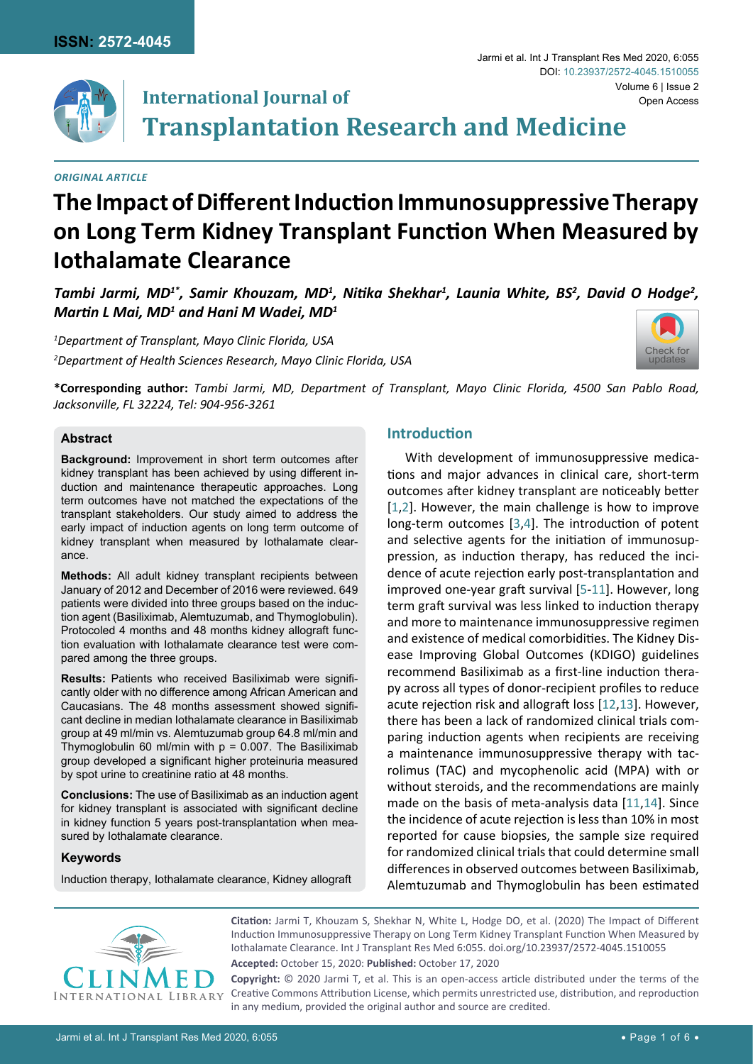**ORIGINAL ARTICLE**

# The Impact of Different Induction Immunosuppressive Therapy on Long Term Kidney Transplant Function When Measured by Iothalamate Clearance

***Tambi Jarmi, MD[1*], Samir Khouzam, MD[1], Nitika Shekhar[1], Launia White, BS[2], David O Hodge[2], Martin L Mai, MD[1] and Hani M Wadei, MD[1]***

*[1]Department of Transplant, Mayo Clinic Florida, USA*

*[2]Department of Health Sciences Research, Mayo Clinic Florida, USA*

**\*Corresponding author:** *Tambi Jarmi, MD, Department of Transplant, Mayo Clinic Florida, 4500 San Pablo Road, Jacksonville, FL 32224, Tel: 904-956-3261*

## Abstract

**Background:** Improvement in short term outcomes after kidney transplant has been achieved by using different induction and maintenance therapeutic approaches. Long term outcomes have not matched the expectations of the transplant stakeholders. Our study aimed to address the early impact of induction agents on long term outcome of kidney transplant when measured by Iothalamate clearance.

**Methods:** All adult kidney transplant recipients between January of 2012 and December of 2016 were reviewed. 649 patients were divided into three groups based on the induction agent (Basiliximab, Alemtuzumab, and Thymoglobulin). Protocoled 4 months and 48 months kidney allograft function evaluation with Iothalamate clearance test were compared among the three groups.

**Results:** Patients who received Basiliximab were significantly older with no difference among African American and Caucasians. The 48 months assessment showed significant decline in median Iothalamate clearance in Basiliximab group at 49 ml/min vs. Alemtuzumab group 64.8 ml/min and Thymoglobulin 60 ml/min with $p = 0.007$. The Basiliximab group developed a significant higher proteinuria measured by spot urine to creatinine ratio at 48 months.

**Conclusions:** The use of Basiliximab as an induction agent for kidney transplant is associated with significant decline in kidney function 5 years post-transplantation when measured by Iothalamate clearance.

### Keywords

Induction therapy, Iothalamate clearance, Kidney allograft

## Introduction

With development of immunosuppressive medications and major advances in clinical care, short-term outcomes after kidney transplant are noticeably better [1,2]. However, the main challenge is how to improve long-term outcomes [3,4]. The introduction of potent and selective agents for the initiation of immunosuppression, as induction therapy, has reduced the incidence of acute rejection early post-transplantation and improved one-year graft survival [5-11]. However, long term graft survival was less linked to induction therapy and more to maintenance immunosuppressive regimen and existence of medical comorbidities. The Kidney Disease Improving Global Outcomes (KDIGO) guidelines recommend Basiliximab as a first-line induction therapy across all types of donor-recipient profiles to reduce acute rejection risk and allograft loss [12,13]. However, there has been a lack of randomized clinical trials comparing induction agents when recipients are receiving a maintenance immunosuppressive therapy with tacrolimus (TAC) and mycophenolic acid (MPA) with or without steroids, and the recommendations are mainly made on the basis of meta-analysis data [11,14]. Since the incidence of acute rejection is less than 10% in most reported for cause biopsies, the sample size required for randomized clinical trials that could determine small differences in observed outcomes between Basiliximab, Alemtuzumab and Thymoglobulin has been estimated

**Citation:** Jarmi T, Khouzam S, Shekhar N, White L, Hodge DO, et al. (2020) The Impact of Different Induction Immunosuppressive Therapy on Long Term Kidney Transplant Function When Measured by Iothalamate Clearance. Int J Transplant Res Med 6:055. doi.org/10.23937/2572-4045.1510055

**Accepted:** October 15, 2020: **Published:** October 17, 2020

**Copyright:** © 2020 Jarmi T, et al. This is an open-access article distributed under the terms of the Creative Commons Attribution License, which permits unrestricted use, distribution, and reproduction in any medium, provided the original author and source are credited.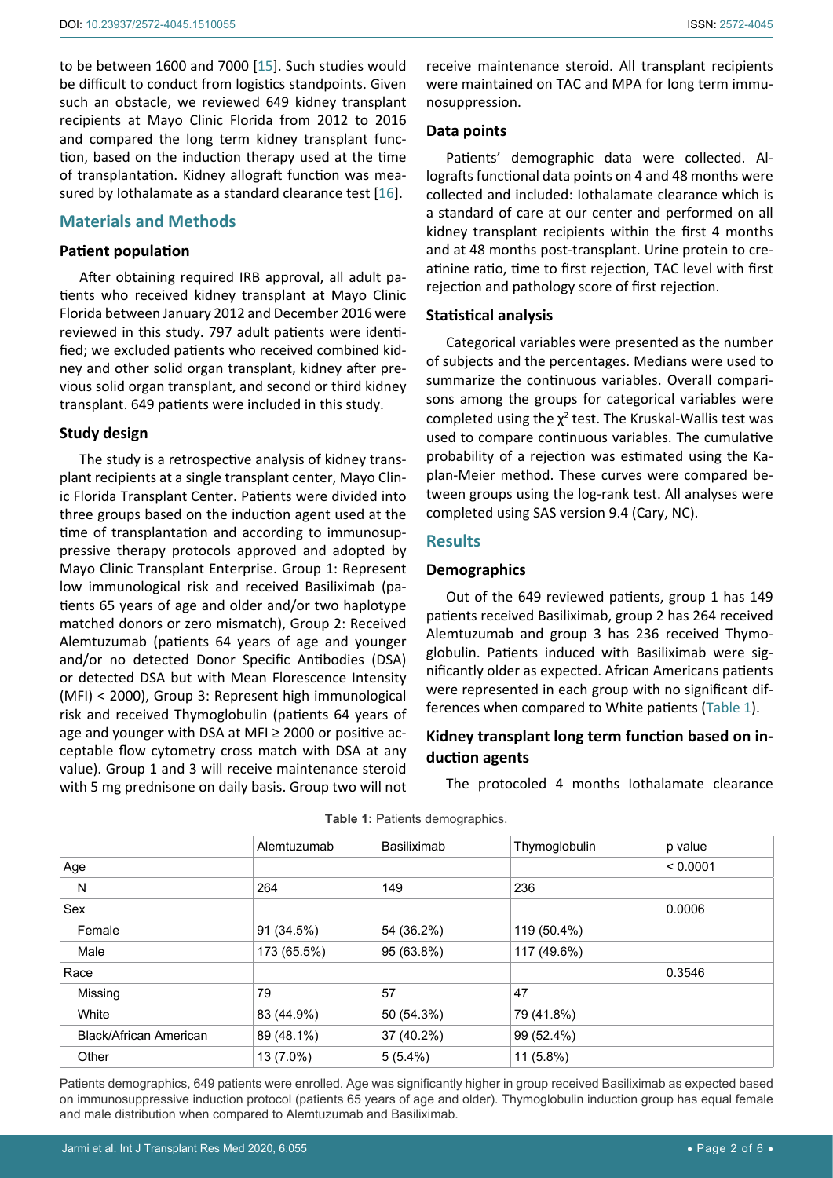to be between 1600 and 7000 [15]. Such studies would be difficult to conduct from logistics standpoints. Given such an obstacle, we reviewed 649 kidney transplant recipients at Mayo Clinic Florida from 2012 to 2016 and compared the long term kidney transplant function, based on the induction therapy used at the time of transplantation. Kidney allograft function was measured by Iothalamate as a standard clearance test [16].

## Materials and Methods

### Patient population

After obtaining required IRB approval, all adult patients who received kidney transplant at Mayo Clinic Florida between January 2012 and December 2016 were reviewed in this study. 797 adult patients were identified; we excluded patients who received combined kidney and other solid organ transplant, kidney after previous solid organ transplant, and second or third kidney transplant. 649 patients were included in this study.

### Study design

The study is a retrospective analysis of kidney transplant recipients at a single transplant center, Mayo Clinic Florida Transplant Center. Patients were divided into three groups based on the induction agent used at the time of transplantation and according to immunosuppressive therapy protocols approved and adopted by Mayo Clinic Transplant Enterprise. Group 1: Represent low immunological risk and received Basiliximab (patients 65 years of age and older and/or two haplotype matched donors or zero mismatch), Group 2: Received Alemtuzumab (patients 64 years of age and younger and/or no detected Donor Specific Antibodies (DSA) or detected DSA but with Mean Florescence Intensity (MFI) < 2000), Group 3: Represent high immunological risk and received Thymoglobulin (patients 64 years of age and younger with DSA at MFI ≥ 2000 or positive acceptable flow cytometry cross match with DSA at any value). Group 1 and 3 will receive maintenance steroid with 5 mg prednisone on daily basis. Group two will not receive maintenance steroid. All transplant recipients were maintained on TAC and MPA for long term immunosuppression.

### Data points

Patients' demographic data were collected. Allografts functional data points on 4 and 48 months were collected and included: Iothalamate clearance which is a standard of care at our center and performed on all kidney transplant recipients within the first 4 months and at 48 months post-transplant. Urine protein to creatinine ratio, time to first rejection, TAC level with first rejection and pathology score of first rejection.

### Statistical analysis

Categorical variables were presented as the number of subjects and the percentages. Medians were used to summarize the continuous variables. Overall comparisons among the groups for categorical variables were completed using the $\chi^2$ test. The Kruskal-Wallis test was used to compare continuous variables. The cumulative probability of a rejection was estimated using the Kaplan-Meier method. These curves were compared between groups using the log-rank test. All analyses were completed using SAS version 9.4 (Cary, NC).

## Results

### Demographics

Out of the 649 reviewed patients, group 1 has 149 patients received Basiliximab, group 2 has 264 received Alemtuzumab and group 3 has 236 received Thymoglobulin. Patients induced with Basiliximab were significantly older as expected. African Americans patients were represented in each group with no significant differences when compared to White patients (Table 1).

### Kidney transplant long term function based on induction agents

The protocoled 4 months Iothalamate clearance

**Table 1:** Patients demographics.

| | Alemtuzumab | Basiliximab | Thymoglobulin | p value |
|---|---|---|---|---|
| Age | | | | < 0.0001 |
| N | 264 | 149 | 236 | |
| Sex | | | | 0.0006 |
| Female | 91 (34.5%) | 54 (36.2%) | 119 (50.4%) | |
| Male | 173 (65.5%) | 95 (63.8%) | 117 (49.6%) | |
| Race | | | | 0.3546 |
| Missing | 79 | 57 | 47 | |
| White | 83 (44.9%) | 50 (54.3%) | 79 (41.8%) | |
| Black/African American | 89 (48.1%) | 37 (40.2%) | 99 (52.4%) | |
| Other | 13 (7.0%) | 5 (5.4%) | 11 (5.8%) | |

Patients demographics, 649 patients were enrolled. Age was significantly higher in group received Basiliximab as expected based on immunosuppressive induction protocol (patients 65 years of age and older). Thymoglobulin induction group has equal female and male distribution when compared to Alemtuzumab and Basiliximab.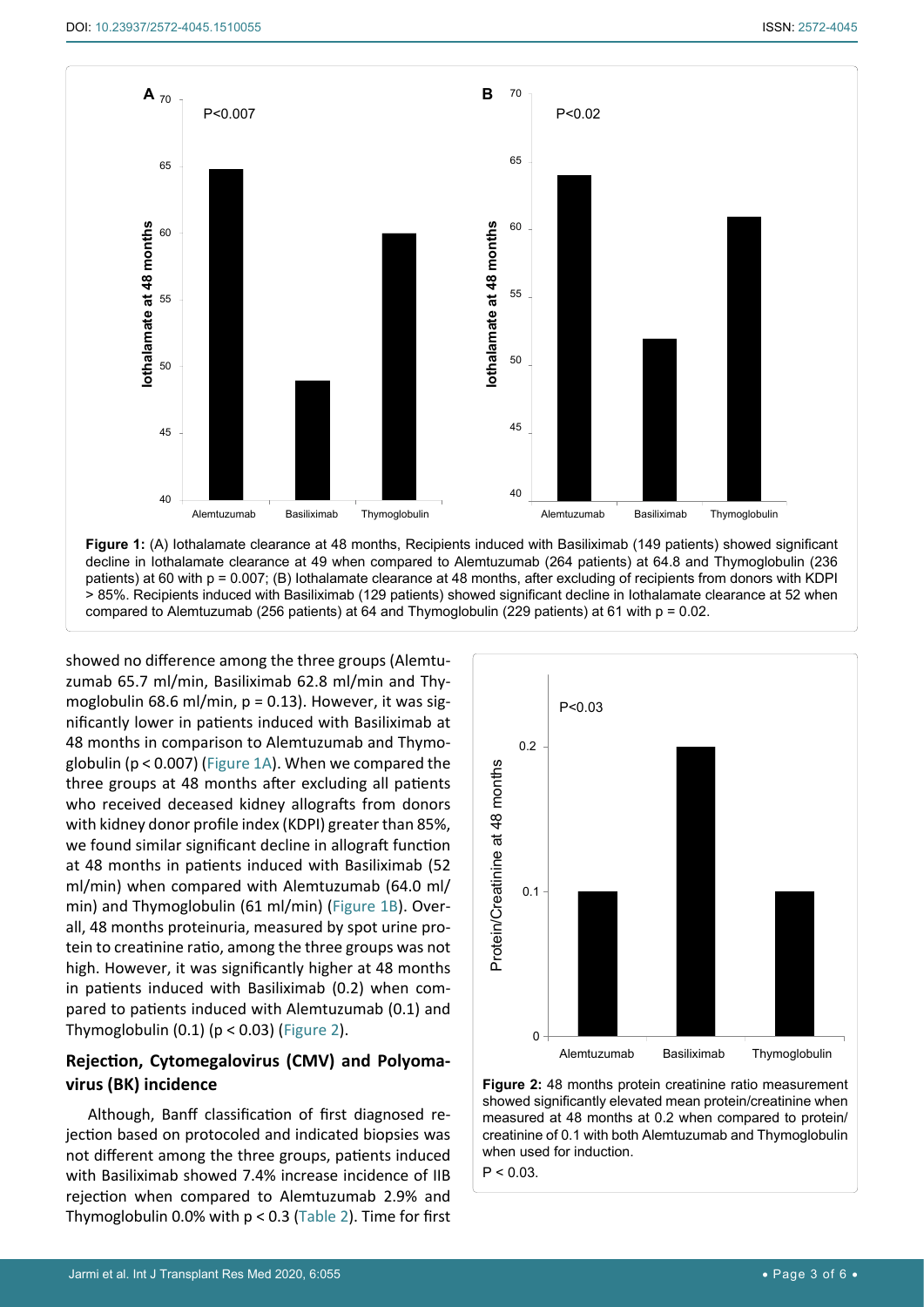**Figure 1:** (A) Iothalamate clearance at 48 months, Recipients induced with Basiliximab (149 patients) showed significant decline in Iothalamate clearance at 49 when compared to Alemtuzumab (264 patients) at 64.8 and Thymoglobulin (236 patients) at 60 with p = 0.007; (B) Iothalamate clearance at 48 months, after excluding of recipients from donors with KDPI > 85%. Recipients induced with Basiliximab (129 patients) showed significant decline in Iothalamate clearance at 52 when compared to Alemtuzumab (256 patients) at 64 and Thymoglobulin (229 patients) at 61 with p = 0.02.

showed no difference among the three groups (Alemtuzumab 65.7 ml/min, Basiliximab 62.8 ml/min and Thymoglobulin 68.6 ml/min, $p = 0.13$). However, it was significantly lower in patients induced with Basiliximab at 48 months in comparison to Alemtuzumab and Thymoglobulin ($p < 0.007$) (Figure 1A). When we compared the three groups at 48 months after excluding all patients who received deceased kidney allografts from donors with kidney donor profile index (KDPI) greater than 85%, we found similar significant decline in allograft function at 48 months in patients induced with Basiliximab (52 ml/min) when compared with Alemtuzumab (64.0 ml/min) and Thymoglobulin (61 ml/min) (Figure 1B). Overall, 48 months proteinuria, measured by spot urine protein to creatinine ratio, among the three groups was not high. However, it was significantly higher at 48 months in patients induced with Basiliximab (0.2) when compared to patients induced with Alemtuzumab (0.1) and Thymoglobulin (0.1) ($p < 0.03$) (Figure 2).

**Figure 2:** 48 months protein creatinine ratio measurement showed significantly elevated mean protein/creatinine when measured at 48 months at 0.2 when compared to protein/creatinine of 0.1 with both Alemtuzumab and Thymoglobulin when used for induction.
$P < 0.03$.

## Rejection, Cytomegalovirus (CMV) and Polyomavirus (BK) incidence

Although, Banff classification of first diagnosed rejection based on protocoled and indicated biopsies was not different among the three groups, patients induced with Basiliximab showed 7.4% increase incidence of IIB rejection when compared to Alemtuzumab 2.9% and Thymoglobulin 0.0% with $p < 0.3$ (Table 2). Time for first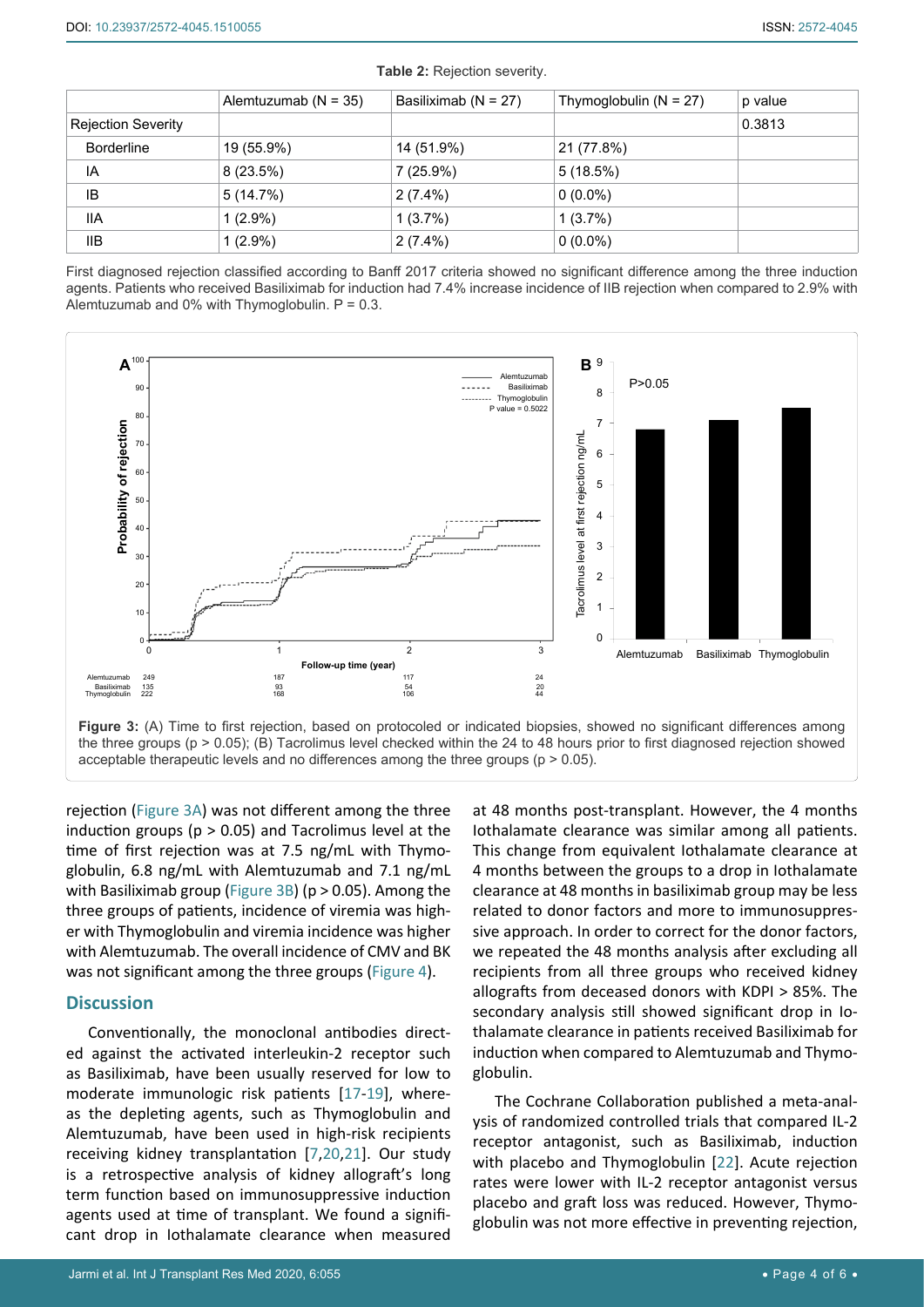**Table 2:** Rejection severity.

| | Alemtuzumab (N = 35) | Basiliximab (N = 27) | Thymoglobulin (N = 27) | p value |
|---|---|---|---|---|
| Rejection Severity | | | | 0.3813 |
| Borderline | 19 (55.9%) | 14 (51.9%) | 21 (77.8%) | |
| IA | 8 (23.5%) | 7 (25.9%) | 5 (18.5%) | |
| IB | 5 (14.7%) | 2 (7.4%) | 0 (0.0%) | |
| IIA | 1 (2.9%) | 1 (3.7%) | 1 (3.7%) | |
| IIB | 1 (2.9%) | 2 (7.4%) | 0 (0.0%) | |

First diagnosed rejection classified according to Banff 2017 criteria showed no significant difference among the three induction agents. Patients who received Basiliximab for induction had 7.4% increase incidence of IIB rejection when compared to 2.9% with Alemtuzumab and 0% with Thymoglobulin. P = 0.3.

**Figure 3:** (A) Time to first rejection, based on protocoled or indicated biopsies, showed no significant differences among the three groups ($p > 0.05$); (B) Tacrolimus level checked within the 24 to 48 hours prior to first diagnosed rejection showed acceptable therapeutic levels and no differences among the three groups ($p > 0.05$).

rejection (Figure 3A) was not different among the three induction groups ($p > 0.05$) and Tacrolimus level at the time of first rejection was at 7.5 ng/mL with Thymoglobulin, 6.8 ng/mL with Alemtuzumab and 7.1 ng/mL with Basiliximab group (Figure 3B) ($p > 0.05$). Among the three groups of patients, incidence of viremia was higher with Thymoglobulin and viremia incidence was higher with Alemtuzumab. The overall incidence of CMV and BK was not significant among the three groups (Figure 4).

## Discussion

Conventionally, the monoclonal antibodies directed against the activated interleukin-2 receptor such as Basiliximab, have been usually reserved for low to moderate immunologic risk patients [17-19], whereas the depleting agents, such as Thymoglobulin and Alemtuzumab, have been used in high-risk recipients receiving kidney transplantation [7,20,21]. Our study is a retrospective analysis of kidney allograft's long term function based on immunosuppressive induction agents used at time of transplant. We found a significant drop in Iothalamate clearance when measured at 48 months post-transplant. However, the 4 months Iothalamate clearance was similar among all patients. This change from equivalent Iothalamate clearance at 4 months between the groups to a drop in Iothalamate clearance at 48 months in basiliximab group may be less related to donor factors and more to immunosuppressive approach. In order to correct for the donor factors, we repeated the 48 months analysis after excluding all recipients from all three groups who received kidney allografts from deceased donors with KDPI > 85%. The secondary analysis still showed significant drop in Iothalamate clearance in patients received Basiliximab for induction when compared to Alemtuzumab and Thymoglobulin.

The Cochrane Collaboration published a meta-analysis of randomized controlled trials that compared IL-2 receptor antagonist, such as Basiliximab, induction with placebo and Thymoglobulin [22]. Acute rejection rates were lower with IL-2 receptor antagonist versus placebo and graft loss was reduced. However, Thymoglobulin was not more effective in preventing rejection,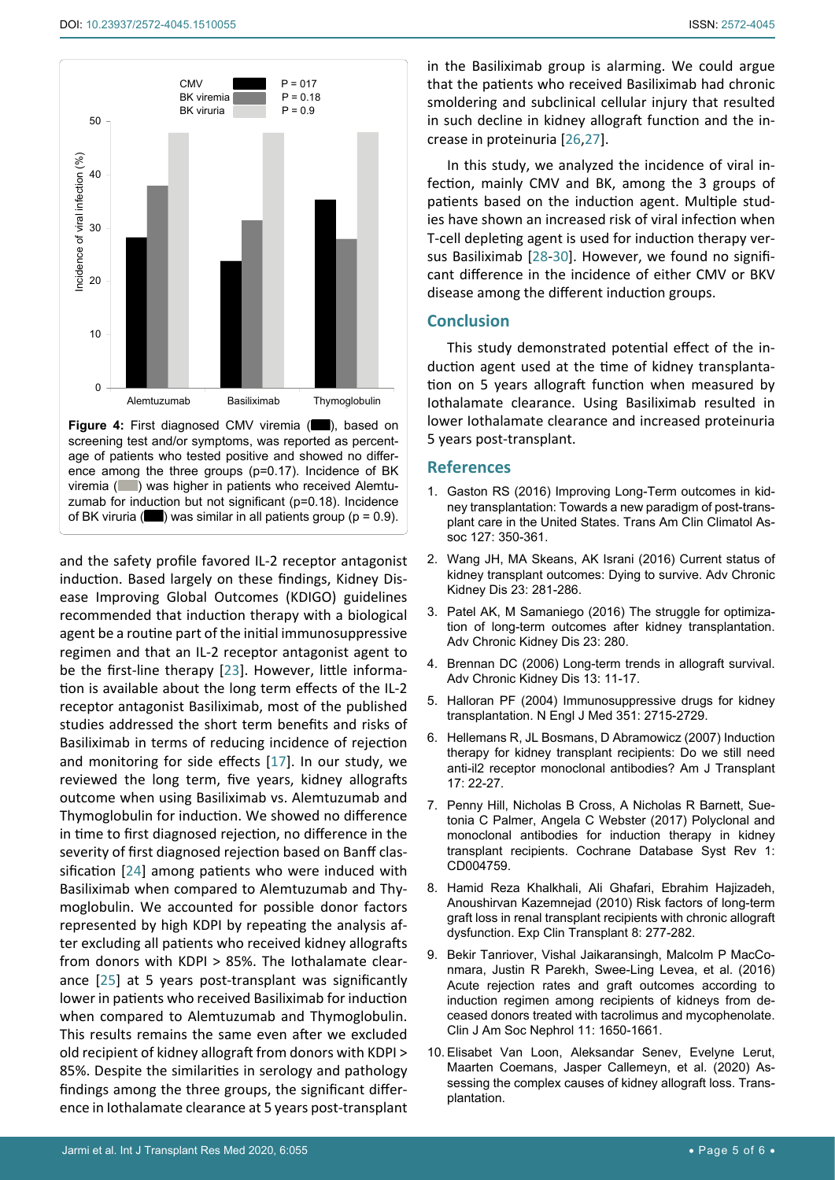**Figure 4:** First diagnosed CMV viremia (■), based on screening test and/or symptoms, was reported as percentage of patients who tested positive and showed no difference among the three groups (p=0.17). Incidence of BK viremia (■) was higher in patients who received Alemtuzumab for induction but not significant (p=0.18). Incidence of BK viruria (■) was similar in all patients group (p = 0.9).

and the safety profile favored IL-2 receptor antagonist induction. Based largely on these findings, Kidney Disease Improving Global Outcomes (KDIGO) guidelines recommended that induction therapy with a biological agent be a routine part of the initial immunosuppressive regimen and that an IL-2 receptor antagonist agent to be the first-line therapy [23]. However, little information is available about the long term effects of the IL-2 receptor antagonist Basiliximab, most of the published studies addressed the short term benefits and risks of Basiliximab in terms of reducing incidence of rejection and monitoring for side effects [17]. In our study, we reviewed the long term, five years, kidney allografts outcome when using Basiliximab vs. Alemtuzumab and Thymoglobulin for induction. We showed no difference in time to first diagnosed rejection, no difference in the severity of first diagnosed rejection based on Banff classification [24] among patients who were induced with Basiliximab when compared to Alemtuzumab and Thymoglobulin. We accounted for possible donor factors represented by high KDPI by repeating the analysis after excluding all patients who received kidney allografts from donors with KDPI > 85%. The Iothalamate clearance [25] at 5 years post-transplant was significantly lower in patients who received Basiliximab for induction when compared to Alemtuzumab and Thymoglobulin. This results remains the same even after we excluded old recipient of kidney allograft from donors with KDPI > 85%. Despite the similarities in serology and pathology findings among the three groups, the significant difference in Iothalamate clearance at 5 years post-transplant in the Basiliximab group is alarming. We could argue that the patients who received Basiliximab had chronic smoldering and subclinical cellular injury that resulted in such decline in kidney allograft function and the increase in proteinuria [26,27].

In this study, we analyzed the incidence of viral infection, mainly CMV and BK, among the 3 groups of patients based on the induction agent. Multiple studies have shown an increased risk of viral infection when T-cell depleting agent is used for induction therapy versus Basiliximab [28-30]. However, we found no significant difference in the incidence of either CMV or BKV disease among the different induction groups.

## Conclusion

This study demonstrated potential effect of the induction agent used at the time of kidney transplantation on 5 years allograft function when measured by Iothalamate clearance. Using Basiliximab resulted in lower Iothalamate clearance and increased proteinuria 5 years post-transplant.

## References

1. Gaston RS (2016) Improving Long-Term outcomes in kidney transplantation: Towards a new paradigm of post-transplant care in the United States. Trans Am Clin Climatol Assoc 127: 350-361.
2. Wang JH, MA Skeans, AK Israni (2016) Current status of kidney transplant outcomes: Dying to survive. Adv Chronic Kidney Dis 23: 281-286.
3. Patel AK, M Samaniego (2016) The struggle for optimization of long-term outcomes after kidney transplantation. Adv Chronic Kidney Dis 23: 280.
4. Brennan DC (2006) Long-term trends in allograft survival. Adv Chronic Kidney Dis 13: 11-17.
5. Halloran PF (2004) Immunosuppressive drugs for kidney transplantation. N Engl J Med 351: 2715-2729.
6. Hellemans R, JL Bosmans, D Abramowicz (2007) Induction therapy for kidney transplant recipients: Do we still need anti-il2 receptor monoclonal antibodies? Am J Transplant 17: 22-27.
7. Penny Hill, Nicholas B Cross, A Nicholas R Barnett, Suetonia C Palmer, Angela C Webster (2017) Polyclonal and monoclonal antibodies for induction therapy in kidney transplant recipients. Cochrane Database Syst Rev 1: CD004759.
8. Hamid Reza Khalkhali, Ali Ghafari, Ebrahim Hajizadeh, Anoushirvan Kazemnejad (2010) Risk factors of long-term graft loss in renal transplant recipients with chronic allograft dysfunction. Exp Clin Transplant 8: 277-282.
9. Bekir Tanriover, Vishal Jaikaransingh, Malcolm P MacConmara, Justin R Parekh, Swee-Ling Levea, et al. (2016) Acute rejection rates and graft outcomes according to induction regimen among recipients of kidneys from deceased donors treated with tacrolimus and mycophenolate. Clin J Am Soc Nephrol 11: 1650-1661.
10. Elisabet Van Loon, Aleksandar Senev, Evelyne Lerut, Maarten Coemans, Jasper Callemeyn, et al. (2020) Assessing the complex causes of kidney allograft loss. Transplantation.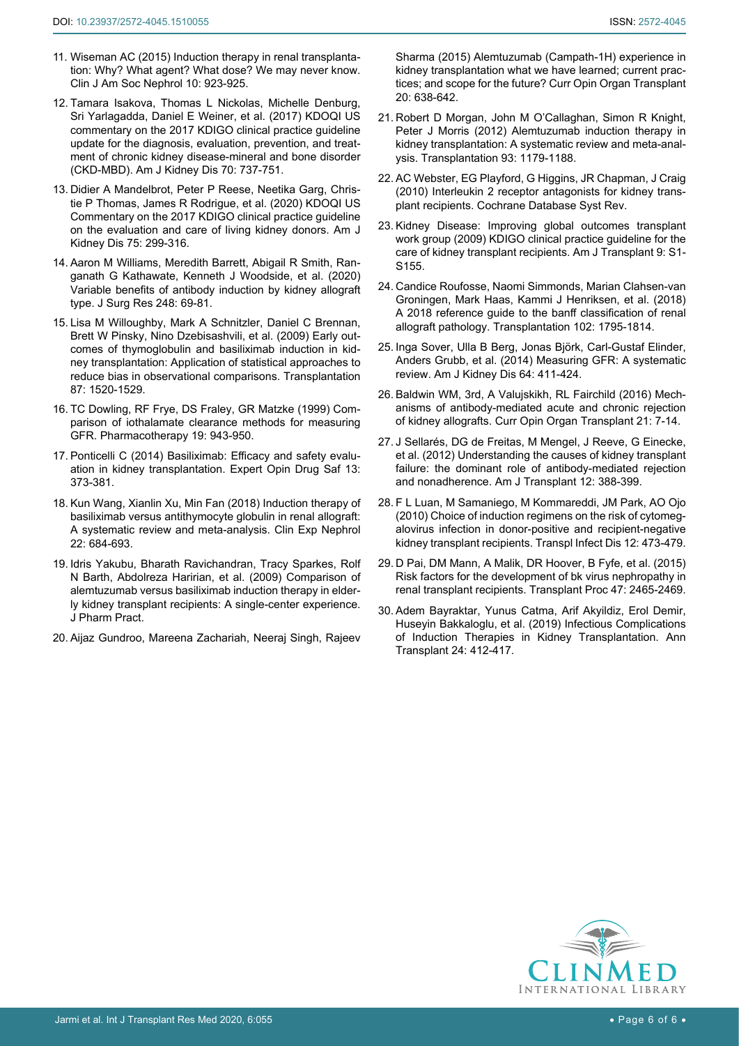11. Wiseman AC (2015) Induction therapy in renal transplantation: Why? What agent? What dose? We may never know. Clin J Am Soc Nephrol 10: 923-925.
12. Tamara Isakova, Thomas L Nickolas, Michelle Denburg, Sri Yarlagadda, Daniel E Weiner, et al. (2017) KDOQI US commentary on the 2017 KDIGO clinical practice guideline update for the diagnosis, evaluation, prevention, and treatment of chronic kidney disease-mineral and bone disorder (CKD-MBD). Am J Kidney Dis 70: 737-751.
13. Didier A Mandelbrot, Peter P Reese, Neetika Garg, Christie P Thomas, James R Rodrigue, et al. (2020) KDOQI US Commentary on the 2017 KDIGO clinical practice guideline on the evaluation and care of living kidney donors. Am J Kidney Dis 75: 299-316.
14. Aaron M Williams, Meredith Barrett, Abigail R Smith, Ranganath G Kathawate, Kenneth J Woodside, et al. (2020) Variable benefits of antibody induction by kidney allograft type. J Surg Res 248: 69-81.
15. Lisa M Willoughby, Mark A Schnitzler, Daniel C Brennan, Brett W Pinsky, Nino Dzebisashvili, et al. (2009) Early outcomes of thymoglobulin and basiliximab induction in kidney transplantation: Application of statistical approaches to reduce bias in observational comparisons. Transplantation 87: 1520-1529.
16. TC Dowling, RF Frye, DS Fraley, GR Matzke (1999) Comparison of iothalamate clearance methods for measuring GFR. Pharmacotherapy 19: 943-950.
17. Ponticelli C (2014) Basiliximab: Efficacy and safety evaluation in kidney transplantation. Expert Opin Drug Saf 13: 373-381.
18. Kun Wang, Xianlin Xu, Min Fan (2018) Induction therapy of basiliximab versus antithymocyte globulin in renal allograft: A systematic review and meta-analysis. Clin Exp Nephrol 22: 684-693.
19. Idris Yakubu, Bharath Ravichandran, Tracy Sparkes, Rolf N Barth, Abdolreza Haririan, et al. (2009) Comparison of alemtuzumab versus basiliximab induction therapy in elderly kidney transplant recipients: A single-center experience. J Pharm Pract.
20. Aijaz Gundroo, Mareena Zachariah, Neeraj Singh, Rajeev Sharma (2015) Alemtuzumab (Campath-1H) experience in kidney transplantation what we have learned; current practices; and scope for the future? Curr Opin Organ Transplant 20: 638-642.
21. Robert D Morgan, John M O'Callaghan, Simon R Knight, Peter J Morris (2012) Alemtuzumab induction therapy in kidney transplantation: A systematic review and meta-analysis. Transplantation 93: 1179-1188.
22. AC Webster, EG Playford, G Higgins, JR Chapman, J Craig (2010) Interleukin 2 receptor antagonists for kidney transplant recipients. Cochrane Database Syst Rev.
23. Kidney Disease: Improving global outcomes transplant work group (2009) KDIGO clinical practice guideline for the care of kidney transplant recipients. Am J Transplant 9: S1-S155.
24. Candice Roufosse, Naomi Simmonds, Marian Clahsen-van Groningen, Mark Haas, Kammi J Henriksen, et al. (2018) A 2018 reference guide to the banff classification of renal allograft pathology. Transplantation 102: 1795-1814.
25. Inga Sover, Ulla B Berg, Jonas Björk, Carl-Gustaf Elinder, Anders Grubb, et al. (2014) Measuring GFR: A systematic review. Am J Kidney Dis 64: 411-424.
26. Baldwin WM, 3rd, A Valujskikh, RL Fairchild (2016) Mechanisms of antibody-mediated acute and chronic rejection of kidney allografts. Curr Opin Organ Transplant 21: 7-14.
27. J Sellarés, DG de Freitas, M Mengel, J Reeve, G Einecke, et al. (2012) Understanding the causes of kidney transplant failure: the dominant role of antibody-mediated rejection and nonadherence. Am J Transplant 12: 388-399.
28. F L Luan, M Samaniego, M Kommareddi, JM Park, AO Ojo (2010) Choice of induction regimens on the risk of cytomegalovirus infection in donor-positive and recipient-negative kidney transplant recipients. Transpl Infect Dis 12: 473-479.
29. D Pai, DM Mann, A Malik, DR Hoover, B Fyfe, et al. (2015) Risk factors for the development of bk virus nephropathy in renal transplant recipients. Transplant Proc 47: 2465-2469.
30. Adem Bayraktar, Yunus Catma, Arif Akyildiz, Erol Demir, Huseyin Bakkaloglu, et al. (2019) Infectious Complications of Induction Therapies in Kidney Transplantation. Ann Transplant 24: 412-417.